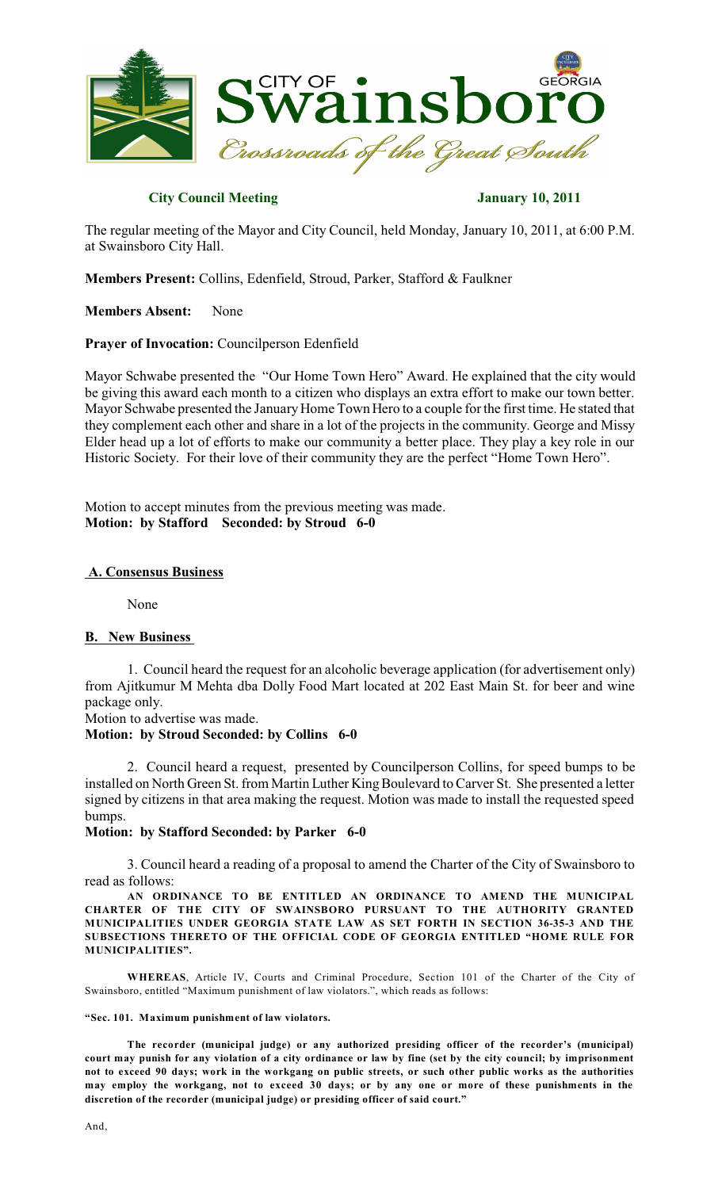CITY OF Swainsboro GEORGIA

*Crossroads of the Great South*

**City Council Meeting** **January 10, 2011**

The regular meeting of the Mayor and City Council, held Monday, January 10, 2011, at 6:00 P.M. at Swainsboro City Hall.

**Members Present:** Collins, Edenfield, Stroud, Parker, Stafford & Faulkner

**Members Absent:** None

**Prayer of Invocation:** Councilperson Edenfield

Mayor Schwabe presented the "Our Home Town Hero" Award. He explained that the city would be giving this award each month to a citizen who displays an extra effort to make our town better. Mayor Schwabe presented the January Home Town Hero to a couple for the first time. He stated that they complement each other and share in a lot of the projects in the community. George and Missy Elder head up a lot of efforts to make our community a better place. They play a key role in our Historic Society. For their love of their community they are the perfect "Home Town Hero".

Motion to accept minutes from the previous meeting was made.
**Motion: by Stafford Seconded: by Stroud 6-0**

## A. Consensus Business

None

## B. New Business

1. Council heard the request for an alcoholic beverage application (for advertisement only) from Ajitkumur M Mehta dba Dolly Food Mart located at 202 East Main St. for beer and wine package only.

Motion to advertise was made.
**Motion: by Stroud Seconded: by Collins 6-0**

2. Council heard a request, presented by Councilperson Collins, for speed bumps to be installed on North Green St. from Martin Luther King Boulevard to Carver St. She presented a letter signed by citizens in that area making the request. Motion was made to install the requested speed bumps.

**Motion: by Stafford Seconded: by Parker 6-0**

3. Council heard a reading of a proposal to amend the Charter of the City of Swainsboro to read as follows:

**AN ORDINANCE TO BE ENTITLED AN ORDINANCE TO AMEND THE MUNICIPAL CHARTER OF THE CITY OF SWAINSBORO PURSUANT TO THE AUTHORITY GRANTED MUNICIPALITIES UNDER GEORGIA STATE LAW AS SET FORTH IN SECTION 36-35-3 AND THE SUBSECTIONS THERETO OF THE OFFICIAL CODE OF GEORGIA ENTITLED "HOME RULE FOR MUNICIPALITIES".**

**WHEREAS**, Article IV, Courts and Criminal Procedure, Section 101 of the Charter of the City of Swainsboro, entitled "Maximum punishment of law violators.", which reads as follows:

**"Sec. 101. Maximum punishment of law violators.**

**The recorder (municipal judge) or any authorized presiding officer of the recorder's (municipal) court may punish for any violation of a city ordinance or law by fine (set by the city council; by imprisonment not to exceed 90 days; work in the workgang on public streets, or such other public works as the authorities may employ the workgang, not to exceed 30 days; or by any one or more of these punishments in the discretion of the recorder (municipal judge) or presiding officer of said court."**

And,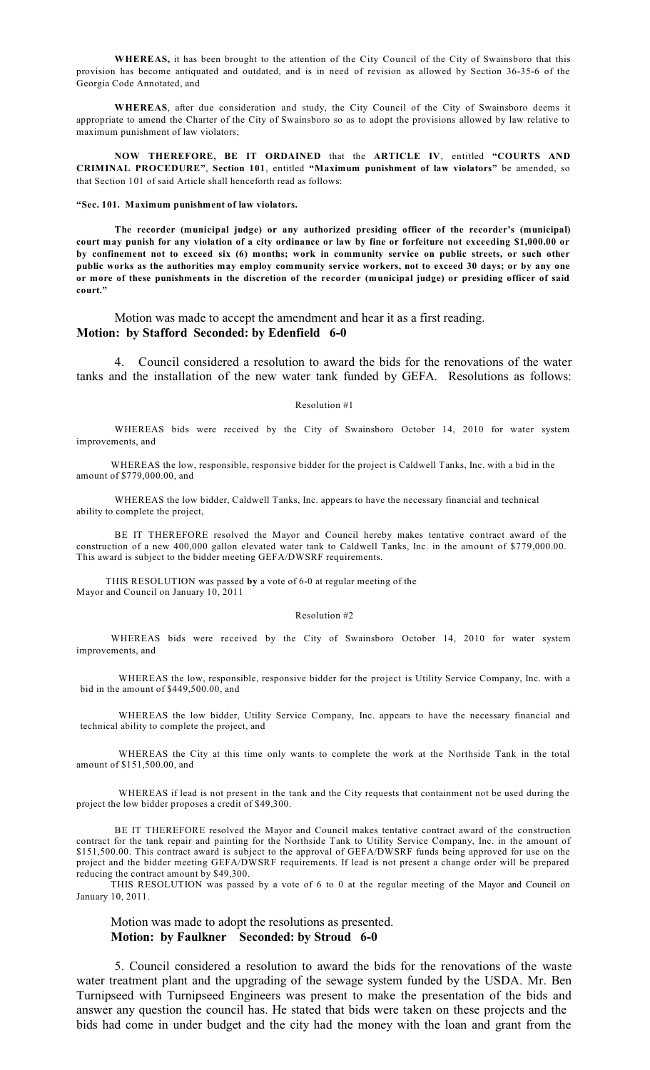**WHEREAS,** it has been brought to the attention of the City Council of the City of Swainsboro that this provision has become antiquated and outdated, and is in need of revision as allowed by Section 36-35-6 of the Georgia Code Annotated, and

**WHEREAS**, after due consideration and study, the City Council of the City of Swainsboro deems it appropriate to amend the Charter of the City of Swainsboro so as to adopt the provisions allowed by law relative to maximum punishment of law violators;

**NOW THEREFORE, BE IT ORDAINED** that the **ARTICLE IV**, entitled **"COURTS AND CRIMINAL PROCEDURE"**, **Section 101**, entitled **"Maximum punishment of law violators"** be amended, so that Section 101 of said Article shall henceforth read as follows:

**"Sec. 101. Maximum punishment of law violators.**

**The recorder (municipal judge) or any authorized presiding officer of the recorder's (municipal) court may punish for any violation of a city ordinance or law by fine or forfeiture not exceeding $1,000.00 or by confinement not to exceed six (6) months; work in community service on public streets, or such other public works as the authorities may employ community service workers, not to exceed 30 days; or by any one or more of these punishments in the discretion of the recorder (municipal judge) or presiding officer of said court."**

Motion was made to accept the amendment and hear it as a first reading.
**Motion: by Stafford Seconded: by Edenfield 6-0**

4. Council considered a resolution to award the bids for the renovations of the water tanks and the installation of the new water tank funded by GEFA. Resolutions as follows:

Resolution #1

WHEREAS bids were received by the City of Swainsboro October 14, 2010 for water system improvements, and

WHEREAS the low, responsible, responsive bidder for the project is Caldwell Tanks, Inc. with a bid in the amount of $779,000.00, and

WHEREAS the low bidder, Caldwell Tanks, Inc. appears to have the necessary financial and technical ability to complete the project,

BE IT THEREFORE resolved the Mayor and Council hereby makes tentative contract award of the construction of a new 400,000 gallon elevated water tank to Caldwell Tanks, Inc. in the amount of $779,000.00. This award is subject to the bidder meeting GEFA/DWSRF requirements.

THIS RESOLUTION was passed **by** a vote of 6-0 at regular meeting of the Mayor and Council on January 10, 2011

Resolution #2

WHEREAS bids were received by the City of Swainsboro October 14, 2010 for water system improvements, and

WHEREAS the low, responsible, responsive bidder for the project is Utility Service Company, Inc. with a bid in the amount of $449,500.00, and

WHEREAS the low bidder, Utility Service Company, Inc. appears to have the necessary financial and technical ability to complete the project, and

WHEREAS the City at this time only wants to complete the work at the Northside Tank in the total amount of $151,500.00, and

WHEREAS if lead is not present in the tank and the City requests that containment not be used during the project the low bidder proposes a credit of $49,300.

BE IT THEREFORE resolved the Mayor and Council makes tentative contract award of the construction contract for the tank repair and painting for the Northside Tank to Utility Service Company, Inc. in the amount of $151,500.00. This contract award is subject to the approval of GEFA/DWSRF funds being approved for use on the project and the bidder meeting GEFA/DWSRF requirements. If lead is not present a change order will be prepared reducing the contract amount by $49,300.

THIS RESOLUTION was passed by a vote of 6 to 0 at the regular meeting of the Mayor and Council on January 10, 2011.

Motion was made to adopt the resolutions as presented.
**Motion: by Faulkner Seconded: by Stroud 6-0**

5. Council considered a resolution to award the bids for the renovations of the waste water treatment plant and the upgrading of the sewage system funded by the USDA. Mr. Ben Turnipseed with Turnipseed Engineers was present to make the presentation of the bids and answer any question the council has. He stated that bids were taken on these projects and the bids had come in under budget and the city had the money with the loan and grant from the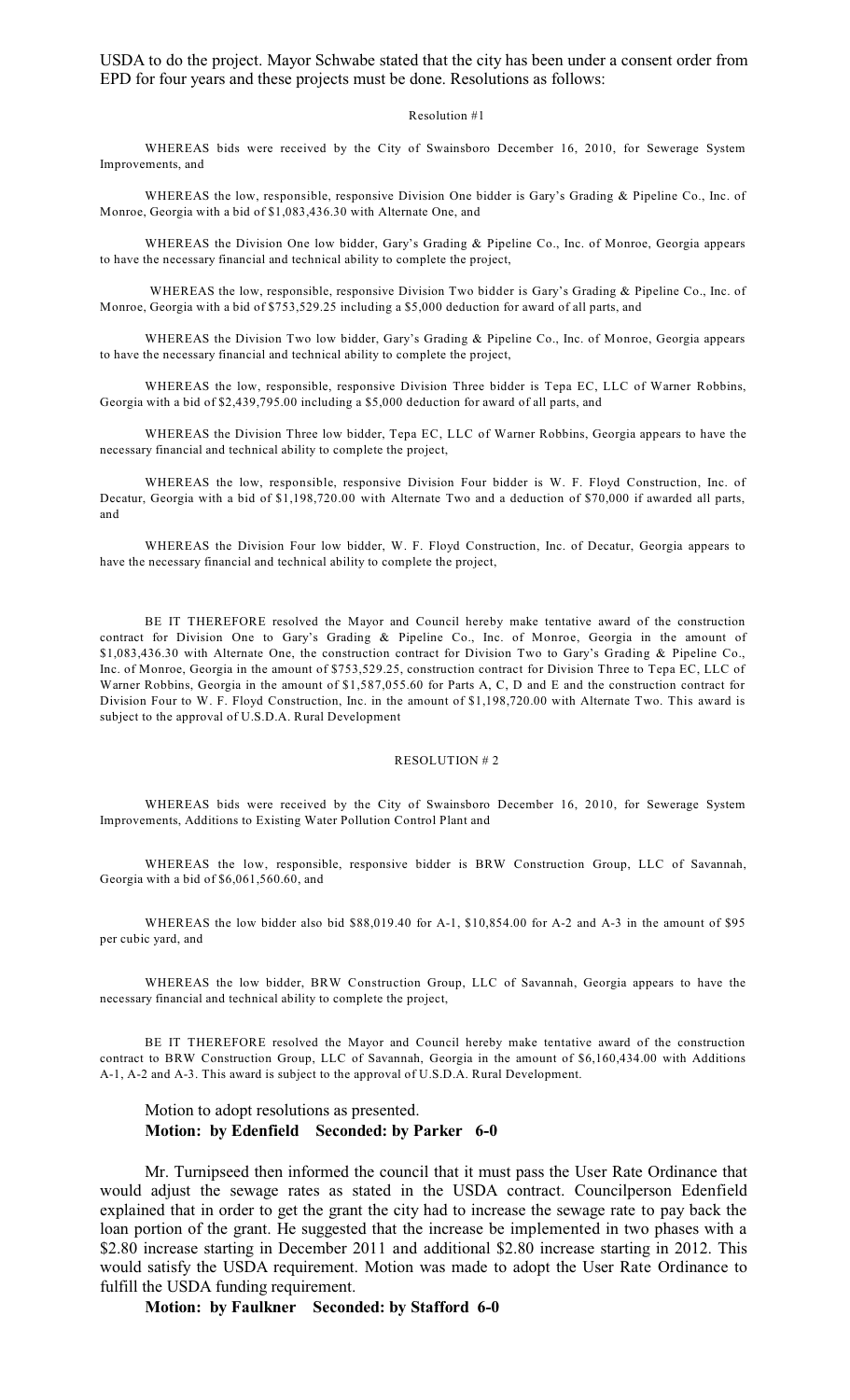USDA to do the project. Mayor Schwabe stated that the city has been under a consent order from EPD for four years and these projects must be done. Resolutions as follows:

Resolution #1

WHEREAS bids were received by the City of Swainsboro December 16, 2010, for Sewerage System Improvements, and

WHEREAS the low, responsible, responsive Division One bidder is Gary's Grading & Pipeline Co., Inc. of Monroe, Georgia with a bid of $1,083,436.30 with Alternate One, and

WHEREAS the Division One low bidder, Gary's Grading & Pipeline Co., Inc. of Monroe, Georgia appears to have the necessary financial and technical ability to complete the project,

WHEREAS the low, responsible, responsive Division Two bidder is Gary's Grading & Pipeline Co., Inc. of Monroe, Georgia with a bid of $753,529.25 including a $5,000 deduction for award of all parts, and

WHEREAS the Division Two low bidder, Gary's Grading & Pipeline Co., Inc. of Monroe, Georgia appears to have the necessary financial and technical ability to complete the project,

WHEREAS the low, responsible, responsive Division Three bidder is Tepa EC, LLC of Warner Robbins, Georgia with a bid of $2,439,795.00 including a $5,000 deduction for award of all parts, and

WHEREAS the Division Three low bidder, Tepa EC, LLC of Warner Robbins, Georgia appears to have the necessary financial and technical ability to complete the project,

WHEREAS the low, responsible, responsive Division Four bidder is W. F. Floyd Construction, Inc. of Decatur, Georgia with a bid of $1,198,720.00 with Alternate Two and a deduction of $70,000 if awarded all parts, and

WHEREAS the Division Four low bidder, W. F. Floyd Construction, Inc. of Decatur, Georgia appears to have the necessary financial and technical ability to complete the project,

BE IT THEREFORE resolved the Mayor and Council hereby make tentative award of the construction contract for Division One to Gary's Grading & Pipeline Co., Inc. of Monroe, Georgia in the amount of $1,083,436.30 with Alternate One, the construction contract for Division Two to Gary's Grading & Pipeline Co., Inc. of Monroe, Georgia in the amount of $753,529.25, construction contract for Division Three to Tepa EC, LLC of Warner Robbins, Georgia in the amount of $1,587,055.60 for Parts A, C, D and E and the construction contract for Division Four to W. F. Floyd Construction, Inc. in the amount of $1,198,720.00 with Alternate Two. This award is subject to the approval of U.S.D.A. Rural Development

RESOLUTION # 2

WHEREAS bids were received by the City of Swainsboro December 16, 2010, for Sewerage System Improvements, Additions to Existing Water Pollution Control Plant and

WHEREAS the low, responsible, responsive bidder is BRW Construction Group, LLC of Savannah, Georgia with a bid of $6,061,560.60, and

WHEREAS the low bidder also bid $88,019.40 for A-1, $10,854.00 for A-2 and A-3 in the amount of $95 per cubic yard, and

WHEREAS the low bidder, BRW Construction Group, LLC of Savannah, Georgia appears to have the necessary financial and technical ability to complete the project,

BE IT THEREFORE resolved the Mayor and Council hereby make tentative award of the construction contract to BRW Construction Group, LLC of Savannah, Georgia in the amount of $6,160,434.00 with Additions A-1, A-2 and A-3. This award is subject to the approval of U.S.D.A. Rural Development.

Motion to adopt resolutions as presented.
**Motion: by Edenfield Seconded: by Parker 6-0**

Mr. Turnipseed then informed the council that it must pass the User Rate Ordinance that would adjust the sewage rates as stated in the USDA contract. Councilperson Edenfield explained that in order to get the grant the city had to increase the sewage rate to pay back the loan portion of the grant. He suggested that the increase be implemented in two phases with a $2.80 increase starting in December 2011 and additional $2.80 increase starting in 2012. This would satisfy the USDA requirement. Motion was made to adopt the User Rate Ordinance to fulfill the USDA funding requirement.

**Motion: by Faulkner Seconded: by Stafford 6-0**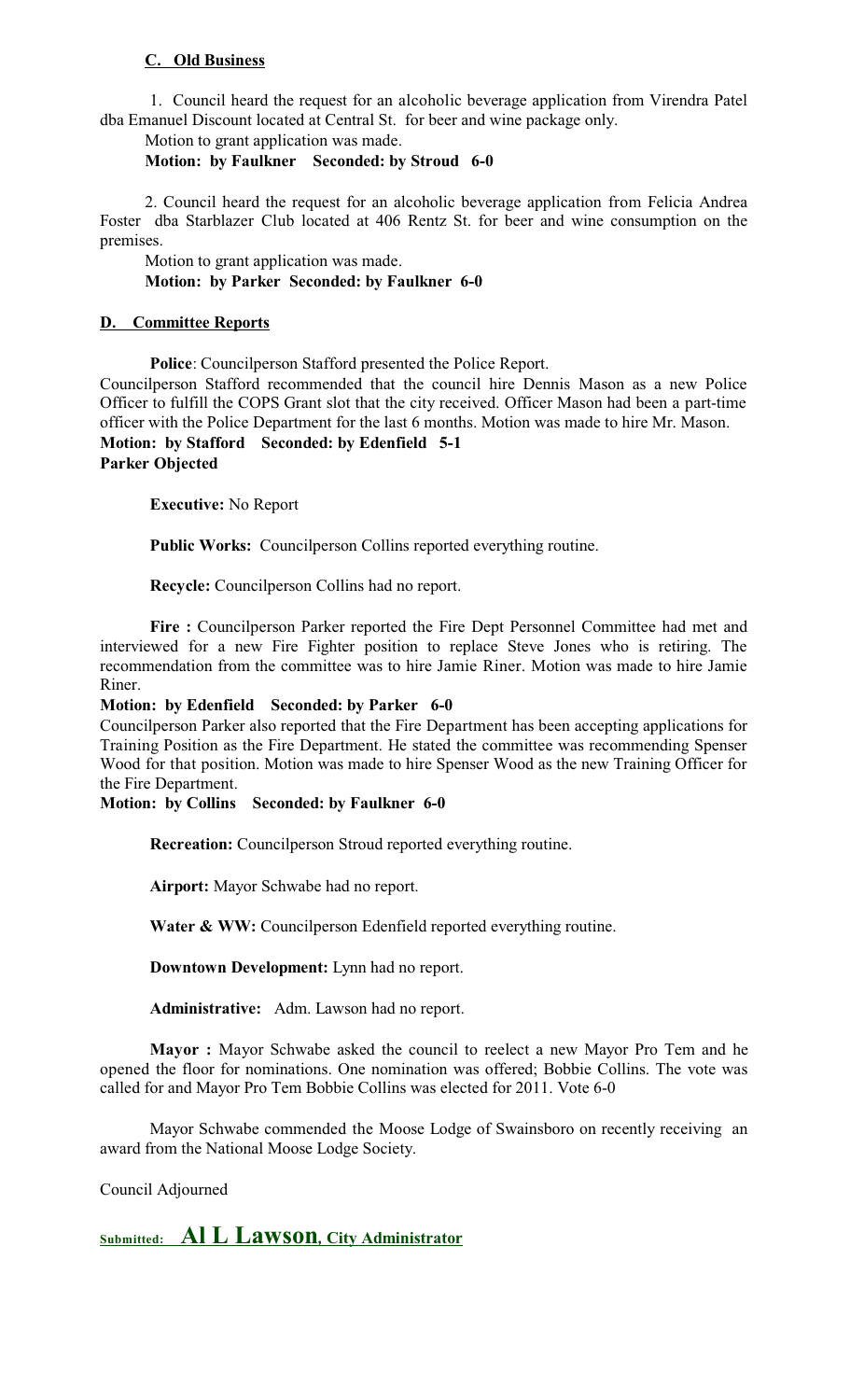### C. Old Business

1. Council heard the request for an alcoholic beverage application from Virendra Patel dba Emanuel Discount located at Central St. for beer and wine package only.

Motion to grant application was made.

**Motion: by Faulkner Seconded: by Stroud 6-0**

2. Council heard the request for an alcoholic beverage application from Felicia Andrea Foster dba Starblazer Club located at 406 Rentz St. for beer and wine consumption on the premises.

Motion to grant application was made.

**Motion: by Parker Seconded: by Faulkner 6-0**

### D. Committee Reports

**Police**: Councilperson Stafford presented the Police Report.

Councilperson Stafford recommended that the council hire Dennis Mason as a new Police Officer to fulfill the COPS Grant slot that the city received. Officer Mason had been a part-time officer with the Police Department for the last 6 months. Motion was made to hire Mr. Mason.

**Motion: by Stafford Seconded: by Edenfield 5-1**
**Parker Objected**

**Executive:** No Report

**Public Works:** Councilperson Collins reported everything routine.

**Recycle:** Councilperson Collins had no report.

**Fire :** Councilperson Parker reported the Fire Dept Personnel Committee had met and interviewed for a new Fire Fighter position to replace Steve Jones who is retiring. The recommendation from the committee was to hire Jamie Riner. Motion was made to hire Jamie Riner.

**Motion: by Edenfield Seconded: by Parker 6-0**

Councilperson Parker also reported that the Fire Department has been accepting applications for Training Position as the Fire Department. He stated the committee was recommending Spenser Wood for that position. Motion was made to hire Spenser Wood as the new Training Officer for the Fire Department.

**Motion: by Collins Seconded: by Faulkner 6-0**

**Recreation:** Councilperson Stroud reported everything routine.

**Airport:** Mayor Schwabe had no report.

**Water & WW:** Councilperson Edenfield reported everything routine.

**Downtown Development:** Lynn had no report.

**Administrative:** Adm. Lawson had no report.

**Mayor :** Mayor Schwabe asked the council to reelect a new Mayor Pro Tem and he opened the floor for nominations. One nomination was offered; Bobbie Collins. The vote was called for and Mayor Pro Tem Bobbie Collins was elected for 2011. Vote 6-0

Mayor Schwabe commended the Moose Lodge of Swainsboro on recently receiving an award from the National Moose Lodge Society.

Council Adjourned

**Submitted: Al L Lawson, City Administrator**